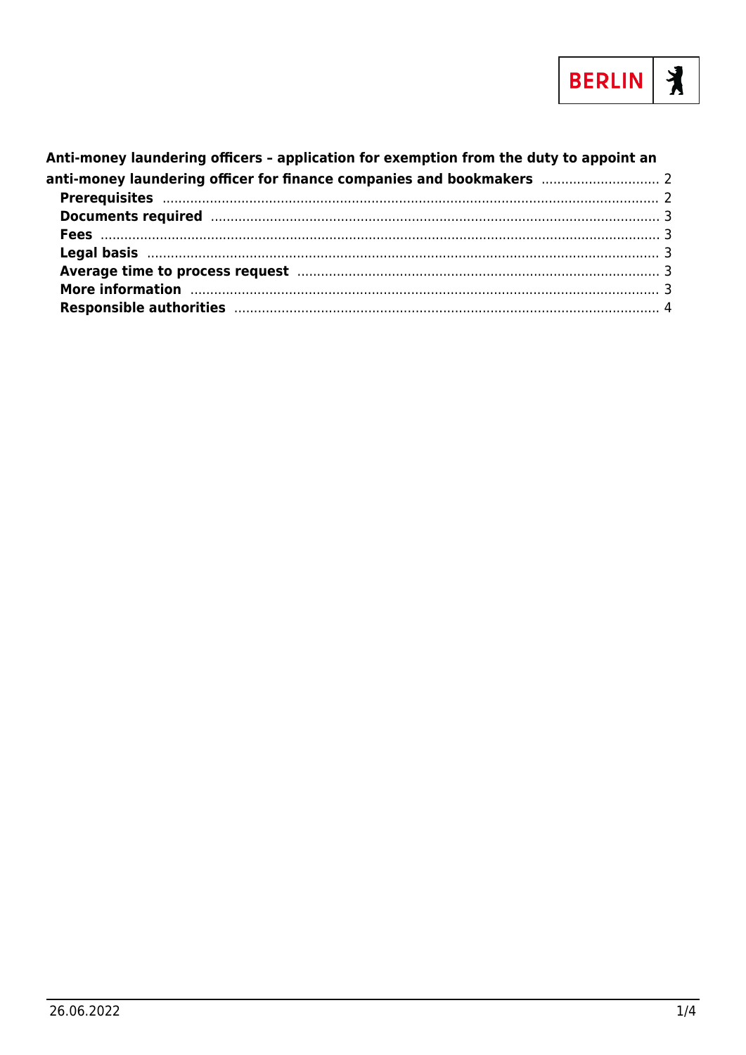**Anti-money laundering officers – application for exemption from the duty to appoint an anti-money laundering officer for finance companies and bookmakers** .............................. 2

- **Prerequisites** .............................................................................................................. 2
- **Documents required** ................................................................................................. 3
- **Fees** .......................................................................................................................... 3
- **Legal basis** ................................................................................................................ 3
- **Average time to process request** ............................................................................ 3
- **More information** ...................................................................................................... 3
- **Responsible authorities** ........................................................................................... 4

26.06.2022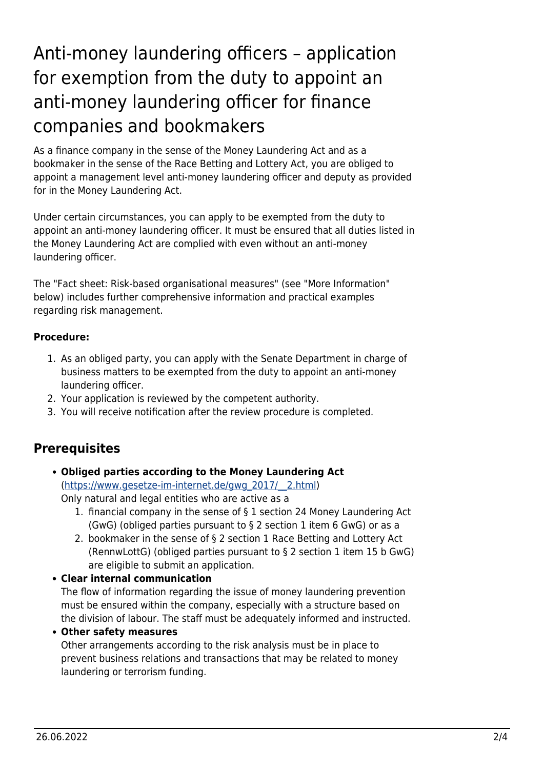# Anti-money laundering officers – application for exemption from the duty to appoint an anti-money laundering officer for finance companies and bookmakers

As a finance company in the sense of the Money Laundering Act and as a bookmaker in the sense of the Race Betting and Lottery Act, you are obliged to appoint a management level anti-money laundering officer and deputy as provided for in the Money Laundering Act.

Under certain circumstances, you can apply to be exempted from the duty to appoint an anti-money laundering officer. It must be ensured that all duties listed in the Money Laundering Act are complied with even without an anti-money laundering officer.

The "Fact sheet: Risk-based organisational measures" (see "More Information" below) includes further comprehensive information and practical examples regarding risk management.

**Procedure:**

1. As an obliged party, you can apply with the Senate Department in charge of business matters to be exempted from the duty to appoint an anti-money laundering officer.
2. Your application is reviewed by the competent authority.
3. You will receive notification after the review procedure is completed.

## Prerequisites

- **Obliged parties according to the Money Laundering Act** ([https://www.gesetze-im-internet.de/gwg_2017/__2.html](https://www.gesetze-im-internet.de/gwg_2017/__2.html))
  Only natural and legal entities who are active as a
  1. financial company in the sense of § 1 section 24 Money Laundering Act (GwG) (obliged parties pursuant to § 2 section 1 item 6 GwG) or as a
  2. bookmaker in the sense of § 2 section 1 Race Betting and Lottery Act (RennwLottG) (obliged parties pursuant to § 2 section 1 item 15 b GwG) are eligible to submit an application.
- **Clear internal communication**
  The flow of information regarding the issue of money laundering prevention must be ensured within the company, especially with a structure based on the division of labour. The staff must be adequately informed and instructed.
- **Other safety measures**
  Other arrangements according to the risk analysis must be in place to prevent business relations and transactions that may be related to money laundering or terrorism funding.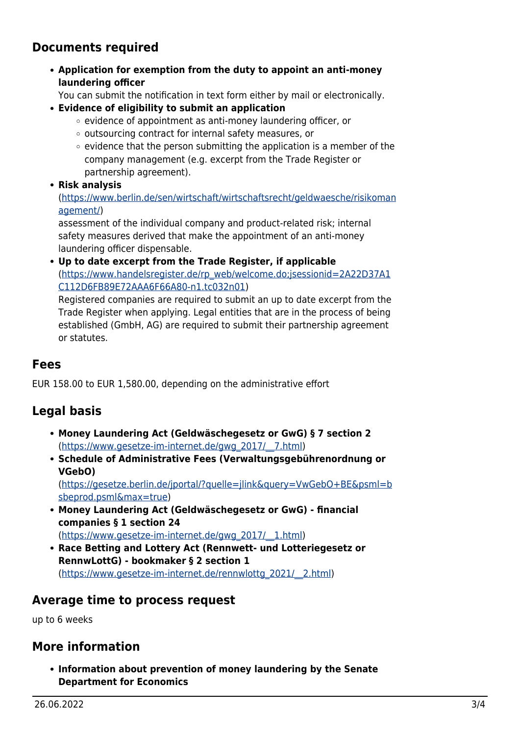## Documents required

- **Application for exemption from the duty to appoint an anti-money laundering officer**
  You can submit the notification in text form either by mail or electronically.
- **Evidence of eligibility to submit an application**
  - evidence of appointment as anti-money laundering officer, or
  - outsourcing contract for internal safety measures, or
  - evidence that the person submitting the application is a member of the company management (e.g. excerpt from the Trade Register or partnership agreement).
- **Risk analysis**
  (https://www.berlin.de/sen/wirtschaft/wirtschaftsrecht/geldwaesche/risikomanagement/)
  assessment of the individual company and product-related risk; internal safety measures derived that make the appointment of an anti-money laundering officer dispensable.
- **Up to date excerpt from the Trade Register, if applicable**
  (https://www.handelsregister.de/rp_web/welcome.do;jsessionid=2A22D37A1C112D6FB89E72AAA6F66A80-n1.tc032n01)
  Registered companies are required to submit an up to date excerpt from the Trade Register when applying. Legal entities that are in the process of being established (GmbH, AG) are required to submit their partnership agreement or statutes.

## Fees

EUR 158.00 to EUR 1,580.00, depending on the administrative effort

## Legal basis

- **Money Laundering Act (Geldwäschegesetz or GwG) § 7 section 2**
  (https://www.gesetze-im-internet.de/gwg_2017/__7.html)
- **Schedule of Administrative Fees (Verwaltungsgebührenordnung or VGebO)**
  (https://gesetze.berlin.de/jportal/?quelle=jlink&query=VwGebO+BE&psml=bsbeprod.psml&max=true)
- **Money Laundering Act (Geldwäschegesetz or GwG) - financial companies § 1 section 24**
  (https://www.gesetze-im-internet.de/gwg_2017/__1.html)
- **Race Betting and Lottery Act (Rennwett- und Lotteriegesetz or RennwLottG) - bookmaker § 2 section 1**
  (https://www.gesetze-im-internet.de/rennwlottg_2021/__2.html)

## Average time to process request

up to 6 weeks

## More information

- **Information about prevention of money laundering by the Senate Department for Economics**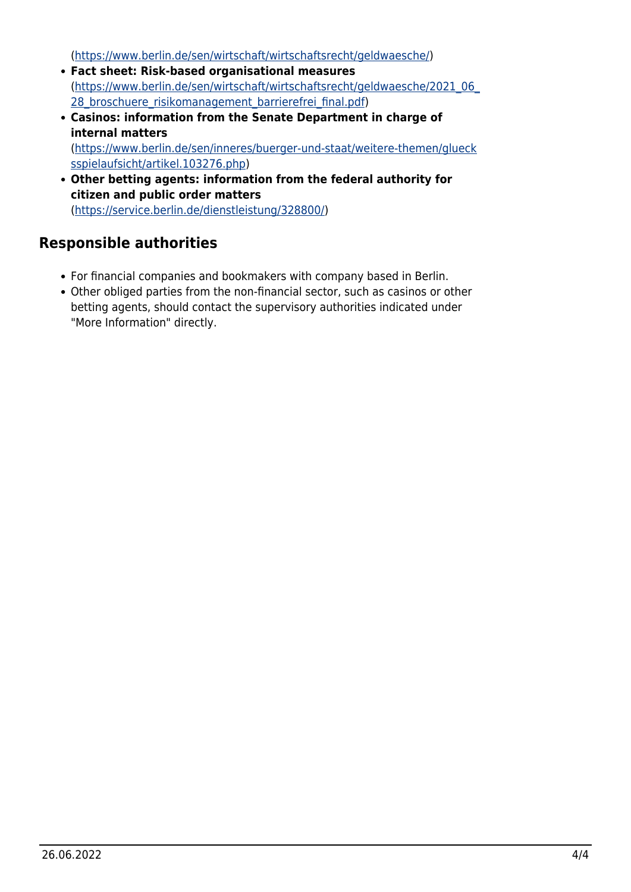(https://www.berlin.de/sen/wirtschaft/wirtschaftsrecht/geldwaesche/)

- **Fact sheet: Risk-based organisational measures** (https://www.berlin.de/sen/wirtschaft/wirtschaftsrecht/geldwaesche/2021_06_28_broschuere_risikomanagement_barrierefrei_final.pdf)
- **Casinos: information from the Senate Department in charge of internal matters** (https://www.berlin.de/sen/inneres/buerger-und-staat/weitere-themen/gluecksspielaufsicht/artikel.103276.php)
- **Other betting agents: information from the federal authority for citizen and public order matters** (https://service.berlin.de/dienstleistung/328800/)

## Responsible authorities

- For financial companies and bookmakers with company based in Berlin.
- Other obliged parties from the non-financial sector, such as casinos or other betting agents, should contact the supervisory authorities indicated under "More Information" directly.